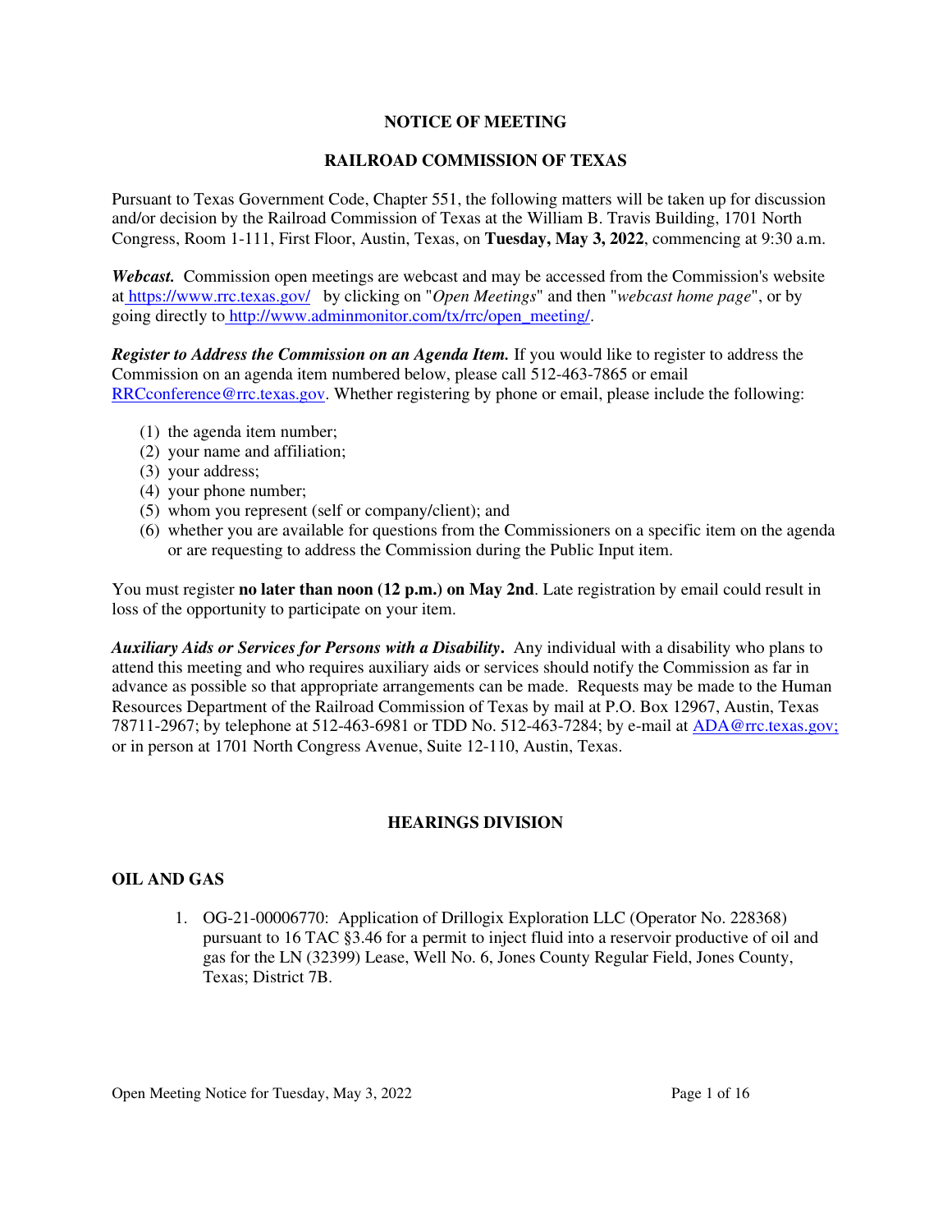# NOTICE OF MEETING

# RAILROAD COMMISSION OF TEXAS

Pursuant to Texas Government Code, Chapter 551, the following matters will be taken up for discussion and/or decision by the Railroad Commission of Texas at the William B. Travis Building, 1701 North Congress, Room 1-111, First Floor, Austin, Texas, on **Tuesday, May 3, 2022**, commencing at 9:30 a.m.

***Webcast.*** Commission open meetings are webcast and may be accessed from the Commission's website at https://www.rrc.texas.gov/ by clicking on "*Open Meetings*" and then "*webcast home page*", or by going directly to http://www.adminmonitor.com/tx/rrc/open_meeting/.

***Register to Address the Commission on an Agenda Item.*** If you would like to register to address the Commission on an agenda item numbered below, please call 512-463-7865 or email RRCconference@rrc.texas.gov. Whether registering by phone or email, please include the following:

(1) the agenda item number;
(2) your name and affiliation;
(3) your address;
(4) your phone number;
(5) whom you represent (self or company/client); and
(6) whether you are available for questions from the Commissioners on a specific item on the agenda or are requesting to address the Commission during the Public Input item.

You must register **no later than noon (12 p.m.) on May 2nd**. Late registration by email could result in loss of the opportunity to participate on your item.

***Auxiliary Aids or Services for Persons with a Disability***. Any individual with a disability who plans to attend this meeting and who requires auxiliary aids or services should notify the Commission as far in advance as possible so that appropriate arrangements can be made. Requests may be made to the Human Resources Department of the Railroad Commission of Texas by mail at P.O. Box 12967, Austin, Texas 78711-2967; by telephone at 512-463-6981 or TDD No. 512-463-7284; by e-mail at ADA@rrc.texas.gov; or in person at 1701 North Congress Avenue, Suite 12-110, Austin, Texas.

## HEARINGS DIVISION

### OIL AND GAS

1. OG-21-00006770: Application of Drillogix Exploration LLC (Operator No. 228368) pursuant to 16 TAC §3.46 for a permit to inject fluid into a reservoir productive of oil and gas for the LN (32399) Lease, Well No. 6, Jones County Regular Field, Jones County, Texas; District 7B.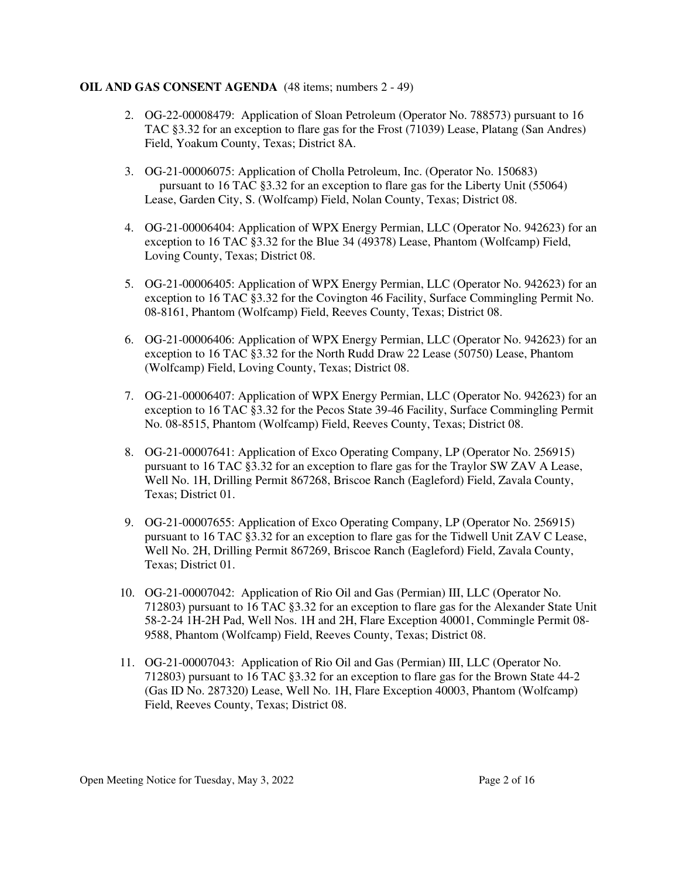**OIL AND GAS CONSENT AGENDA** (48 items; numbers 2 - 49)

2. OG-22-00008479: Application of Sloan Petroleum (Operator No. 788573) pursuant to 16 TAC §3.32 for an exception to flare gas for the Frost (71039) Lease, Platang (San Andres) Field, Yoakum County, Texas; District 8A.

3. OG-21-00006075: Application of Cholla Petroleum, Inc. (Operator No. 150683) pursuant to 16 TAC §3.32 for an exception to flare gas for the Liberty Unit (55064) Lease, Garden City, S. (Wolfcamp) Field, Nolan County, Texas; District 08.

4. OG-21-00006404: Application of WPX Energy Permian, LLC (Operator No. 942623) for an exception to 16 TAC §3.32 for the Blue 34 (49378) Lease, Phantom (Wolfcamp) Field, Loving County, Texas; District 08.

5. OG-21-00006405: Application of WPX Energy Permian, LLC (Operator No. 942623) for an exception to 16 TAC §3.32 for the Covington 46 Facility, Surface Commingling Permit No. 08-8161, Phantom (Wolfcamp) Field, Reeves County, Texas; District 08.

6. OG-21-00006406: Application of WPX Energy Permian, LLC (Operator No. 942623) for an exception to 16 TAC §3.32 for the North Rudd Draw 22 Lease (50750) Lease, Phantom (Wolfcamp) Field, Loving County, Texas; District 08.

7. OG-21-00006407: Application of WPX Energy Permian, LLC (Operator No. 942623) for an exception to 16 TAC §3.32 for the Pecos State 39-46 Facility, Surface Commingling Permit No. 08-8515, Phantom (Wolfcamp) Field, Reeves County, Texas; District 08.

8. OG-21-00007641: Application of Exco Operating Company, LP (Operator No. 256915) pursuant to 16 TAC §3.32 for an exception to flare gas for the Traylor SW ZAV A Lease, Well No. 1H, Drilling Permit 867268, Briscoe Ranch (Eagleford) Field, Zavala County, Texas; District 01.

9. OG-21-00007655: Application of Exco Operating Company, LP (Operator No. 256915) pursuant to 16 TAC §3.32 for an exception to flare gas for the Tidwell Unit ZAV C Lease, Well No. 2H, Drilling Permit 867269, Briscoe Ranch (Eagleford) Field, Zavala County, Texas; District 01.

10. OG-21-00007042: Application of Rio Oil and Gas (Permian) III, LLC (Operator No. 712803) pursuant to 16 TAC §3.32 for an exception to flare gas for the Alexander State Unit 58-2-24 1H-2H Pad, Well Nos. 1H and 2H, Flare Exception 40001, Commingle Permit 08-9588, Phantom (Wolfcamp) Field, Reeves County, Texas; District 08.

11. OG-21-00007043: Application of Rio Oil and Gas (Permian) III, LLC (Operator No. 712803) pursuant to 16 TAC §3.32 for an exception to flare gas for the Brown State 44-2 (Gas ID No. 287320) Lease, Well No. 1H, Flare Exception 40003, Phantom (Wolfcamp) Field, Reeves County, Texas; District 08.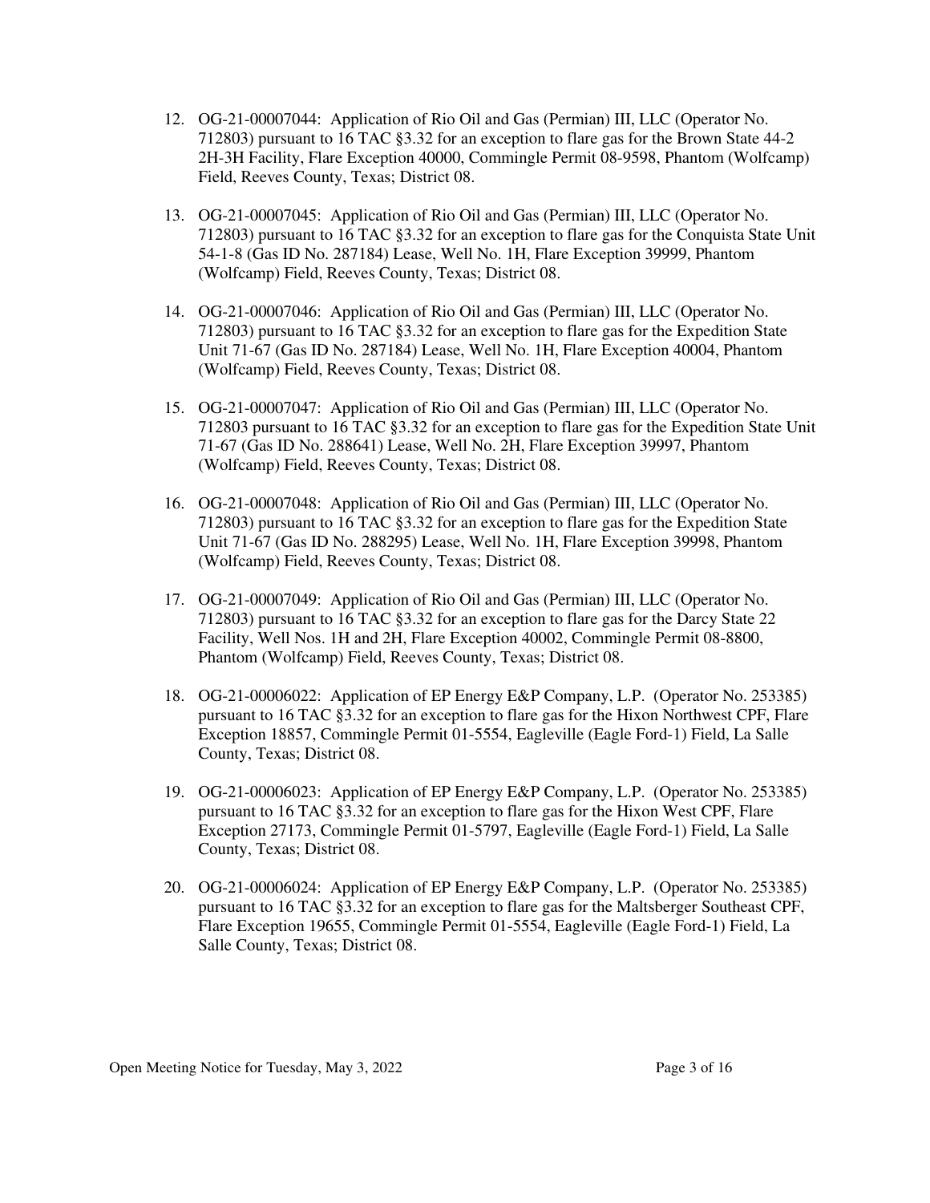12. OG-21-00007044: Application of Rio Oil and Gas (Permian) III, LLC (Operator No. 712803) pursuant to 16 TAC §3.32 for an exception to flare gas for the Brown State 44-2 2H-3H Facility, Flare Exception 40000, Commingle Permit 08-9598, Phantom (Wolfcamp) Field, Reeves County, Texas; District 08.

13. OG-21-00007045: Application of Rio Oil and Gas (Permian) III, LLC (Operator No. 712803) pursuant to 16 TAC §3.32 for an exception to flare gas for the Conquista State Unit 54-1-8 (Gas ID No. 287184) Lease, Well No. 1H, Flare Exception 39999, Phantom (Wolfcamp) Field, Reeves County, Texas; District 08.

14. OG-21-00007046: Application of Rio Oil and Gas (Permian) III, LLC (Operator No. 712803) pursuant to 16 TAC §3.32 for an exception to flare gas for the Expedition State Unit 71-67 (Gas ID No. 287184) Lease, Well No. 1H, Flare Exception 40004, Phantom (Wolfcamp) Field, Reeves County, Texas; District 08.

15. OG-21-00007047: Application of Rio Oil and Gas (Permian) III, LLC (Operator No. 712803 pursuant to 16 TAC §3.32 for an exception to flare gas for the Expedition State Unit 71-67 (Gas ID No. 288641) Lease, Well No. 2H, Flare Exception 39997, Phantom (Wolfcamp) Field, Reeves County, Texas; District 08.

16. OG-21-00007048: Application of Rio Oil and Gas (Permian) III, LLC (Operator No. 712803) pursuant to 16 TAC §3.32 for an exception to flare gas for the Expedition State Unit 71-67 (Gas ID No. 288295) Lease, Well No. 1H, Flare Exception 39998, Phantom (Wolfcamp) Field, Reeves County, Texas; District 08.

17. OG-21-00007049: Application of Rio Oil and Gas (Permian) III, LLC (Operator No. 712803) pursuant to 16 TAC §3.32 for an exception to flare gas for the Darcy State 22 Facility, Well Nos. 1H and 2H, Flare Exception 40002, Commingle Permit 08-8800, Phantom (Wolfcamp) Field, Reeves County, Texas; District 08.

18. OG-21-00006022: Application of EP Energy E&P Company, L.P. (Operator No. 253385) pursuant to 16 TAC §3.32 for an exception to flare gas for the Hixon Northwest CPF, Flare Exception 18857, Commingle Permit 01-5554, Eagleville (Eagle Ford-1) Field, La Salle County, Texas; District 08.

19. OG-21-00006023: Application of EP Energy E&P Company, L.P. (Operator No. 253385) pursuant to 16 TAC §3.32 for an exception to flare gas for the Hixon West CPF, Flare Exception 27173, Commingle Permit 01-5797, Eagleville (Eagle Ford-1) Field, La Salle County, Texas; District 08.

20. OG-21-00006024: Application of EP Energy E&P Company, L.P. (Operator No. 253385) pursuant to 16 TAC §3.32 for an exception to flare gas for the Maltsberger Southeast CPF, Flare Exception 19655, Commingle Permit 01-5554, Eagleville (Eagle Ford-1) Field, La Salle County, Texas; District 08.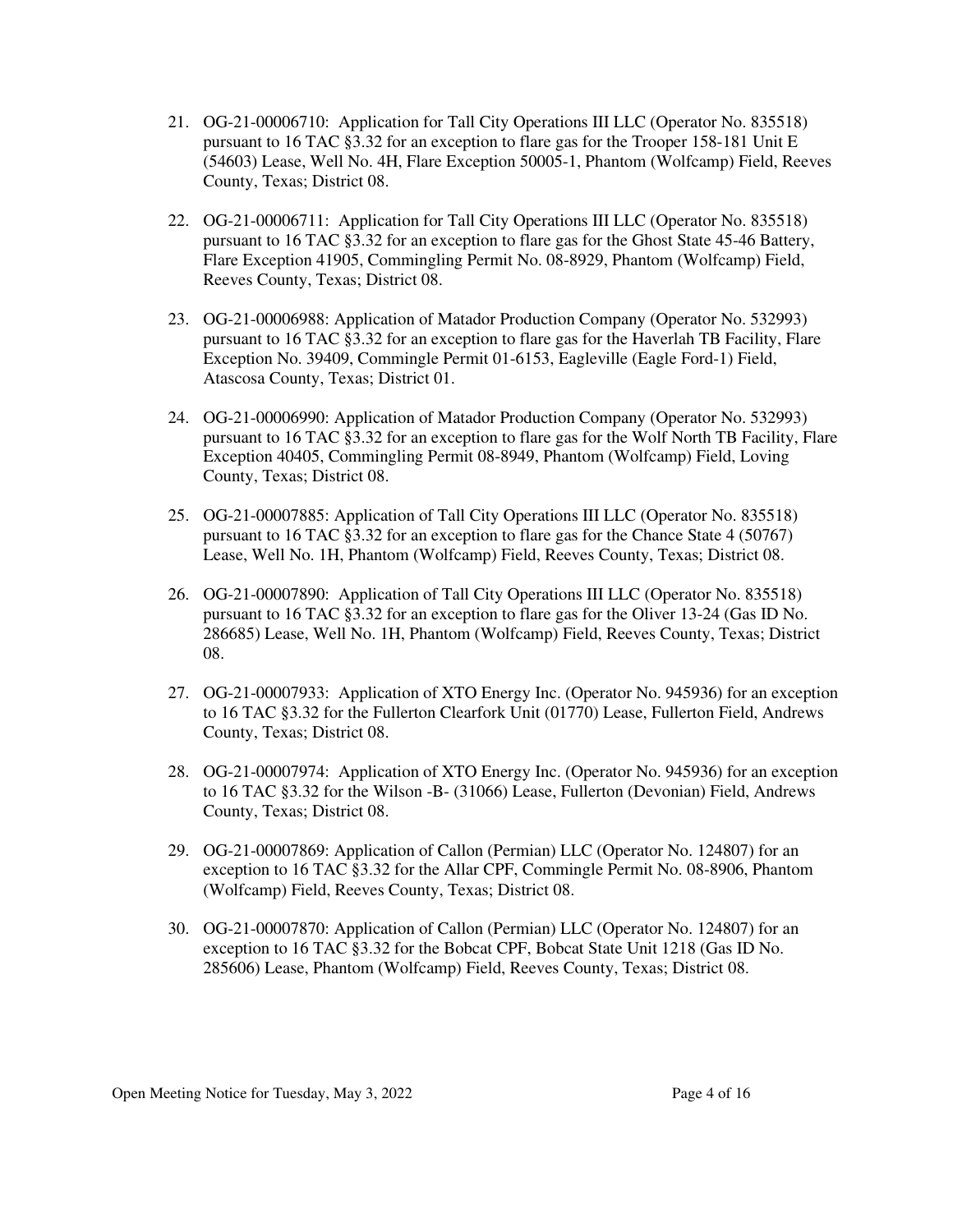21. OG-21-00006710: Application for Tall City Operations III LLC (Operator No. 835518) pursuant to 16 TAC §3.32 for an exception to flare gas for the Trooper 158-181 Unit E (54603) Lease, Well No. 4H, Flare Exception 50005-1, Phantom (Wolfcamp) Field, Reeves County, Texas; District 08.

22. OG-21-00006711: Application for Tall City Operations III LLC (Operator No. 835518) pursuant to 16 TAC §3.32 for an exception to flare gas for the Ghost State 45-46 Battery, Flare Exception 41905, Commingling Permit No. 08-8929, Phantom (Wolfcamp) Field, Reeves County, Texas; District 08.

23. OG-21-00006988: Application of Matador Production Company (Operator No. 532993) pursuant to 16 TAC §3.32 for an exception to flare gas for the Haverlah TB Facility, Flare Exception No. 39409, Commingle Permit 01-6153, Eagleville (Eagle Ford-1) Field, Atascosa County, Texas; District 01.

24. OG-21-00006990: Application of Matador Production Company (Operator No. 532993) pursuant to 16 TAC §3.32 for an exception to flare gas for the Wolf North TB Facility, Flare Exception 40405, Commingling Permit 08-8949, Phantom (Wolfcamp) Field, Loving County, Texas; District 08.

25. OG-21-00007885: Application of Tall City Operations III LLC (Operator No. 835518) pursuant to 16 TAC §3.32 for an exception to flare gas for the Chance State 4 (50767) Lease, Well No. 1H, Phantom (Wolfcamp) Field, Reeves County, Texas; District 08.

26. OG-21-00007890: Application of Tall City Operations III LLC (Operator No. 835518) pursuant to 16 TAC §3.32 for an exception to flare gas for the Oliver 13-24 (Gas ID No. 286685) Lease, Well No. 1H, Phantom (Wolfcamp) Field, Reeves County, Texas; District 08.

27. OG-21-00007933: Application of XTO Energy Inc. (Operator No. 945936) for an exception to 16 TAC §3.32 for the Fullerton Clearfork Unit (01770) Lease, Fullerton Field, Andrews County, Texas; District 08.

28. OG-21-00007974: Application of XTO Energy Inc. (Operator No. 945936) for an exception to 16 TAC §3.32 for the Wilson -B- (31066) Lease, Fullerton (Devonian) Field, Andrews County, Texas; District 08.

29. OG-21-00007869: Application of Callon (Permian) LLC (Operator No. 124807) for an exception to 16 TAC §3.32 for the Allar CPF, Commingle Permit No. 08-8906, Phantom (Wolfcamp) Field, Reeves County, Texas; District 08.

30. OG-21-00007870: Application of Callon (Permian) LLC (Operator No. 124807) for an exception to 16 TAC §3.32 for the Bobcat CPF, Bobcat State Unit 1218 (Gas ID No. 285606) Lease, Phantom (Wolfcamp) Field, Reeves County, Texas; District 08.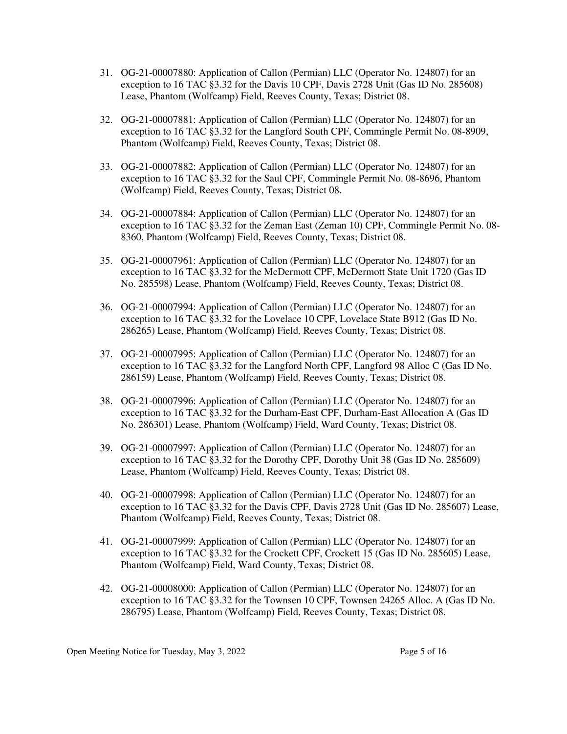31. OG-21-00007880: Application of Callon (Permian) LLC (Operator No. 124807) for an exception to 16 TAC §3.32 for the Davis 10 CPF, Davis 2728 Unit (Gas ID No. 285608) Lease, Phantom (Wolfcamp) Field, Reeves County, Texas; District 08.

32. OG-21-00007881: Application of Callon (Permian) LLC (Operator No. 124807) for an exception to 16 TAC §3.32 for the Langford South CPF, Commingle Permit No. 08-8909, Phantom (Wolfcamp) Field, Reeves County, Texas; District 08.

33. OG-21-00007882: Application of Callon (Permian) LLC (Operator No. 124807) for an exception to 16 TAC §3.32 for the Saul CPF, Commingle Permit No. 08-8696, Phantom (Wolfcamp) Field, Reeves County, Texas; District 08.

34. OG-21-00007884: Application of Callon (Permian) LLC (Operator No. 124807) for an exception to 16 TAC §3.32 for the Zeman East (Zeman 10) CPF, Commingle Permit No. 08-8360, Phantom (Wolfcamp) Field, Reeves County, Texas; District 08.

35. OG-21-00007961: Application of Callon (Permian) LLC (Operator No. 124807) for an exception to 16 TAC §3.32 for the McDermott CPF, McDermott State Unit 1720 (Gas ID No. 285598) Lease, Phantom (Wolfcamp) Field, Reeves County, Texas; District 08.

36. OG-21-00007994: Application of Callon (Permian) LLC (Operator No. 124807) for an exception to 16 TAC §3.32 for the Lovelace 10 CPF, Lovelace State B912 (Gas ID No. 286265) Lease, Phantom (Wolfcamp) Field, Reeves County, Texas; District 08.

37. OG-21-00007995: Application of Callon (Permian) LLC (Operator No. 124807) for an exception to 16 TAC §3.32 for the Langford North CPF, Langford 98 Alloc C (Gas ID No. 286159) Lease, Phantom (Wolfcamp) Field, Reeves County, Texas; District 08.

38. OG-21-00007996: Application of Callon (Permian) LLC (Operator No. 124807) for an exception to 16 TAC §3.32 for the Durham-East CPF, Durham-East Allocation A (Gas ID No. 286301) Lease, Phantom (Wolfcamp) Field, Ward County, Texas; District 08.

39. OG-21-00007997: Application of Callon (Permian) LLC (Operator No. 124807) for an exception to 16 TAC §3.32 for the Dorothy CPF, Dorothy Unit 38 (Gas ID No. 285609) Lease, Phantom (Wolfcamp) Field, Reeves County, Texas; District 08.

40. OG-21-00007998: Application of Callon (Permian) LLC (Operator No. 124807) for an exception to 16 TAC §3.32 for the Davis CPF, Davis 2728 Unit (Gas ID No. 285607) Lease, Phantom (Wolfcamp) Field, Reeves County, Texas; District 08.

41. OG-21-00007999: Application of Callon (Permian) LLC (Operator No. 124807) for an exception to 16 TAC §3.32 for the Crockett CPF, Crockett 15 (Gas ID No. 285605) Lease, Phantom (Wolfcamp) Field, Ward County, Texas; District 08.

42. OG-21-00008000: Application of Callon (Permian) LLC (Operator No. 124807) for an exception to 16 TAC §3.32 for the Townsen 10 CPF, Townsen 24265 Alloc. A (Gas ID No. 286795) Lease, Phantom (Wolfcamp) Field, Reeves County, Texas; District 08.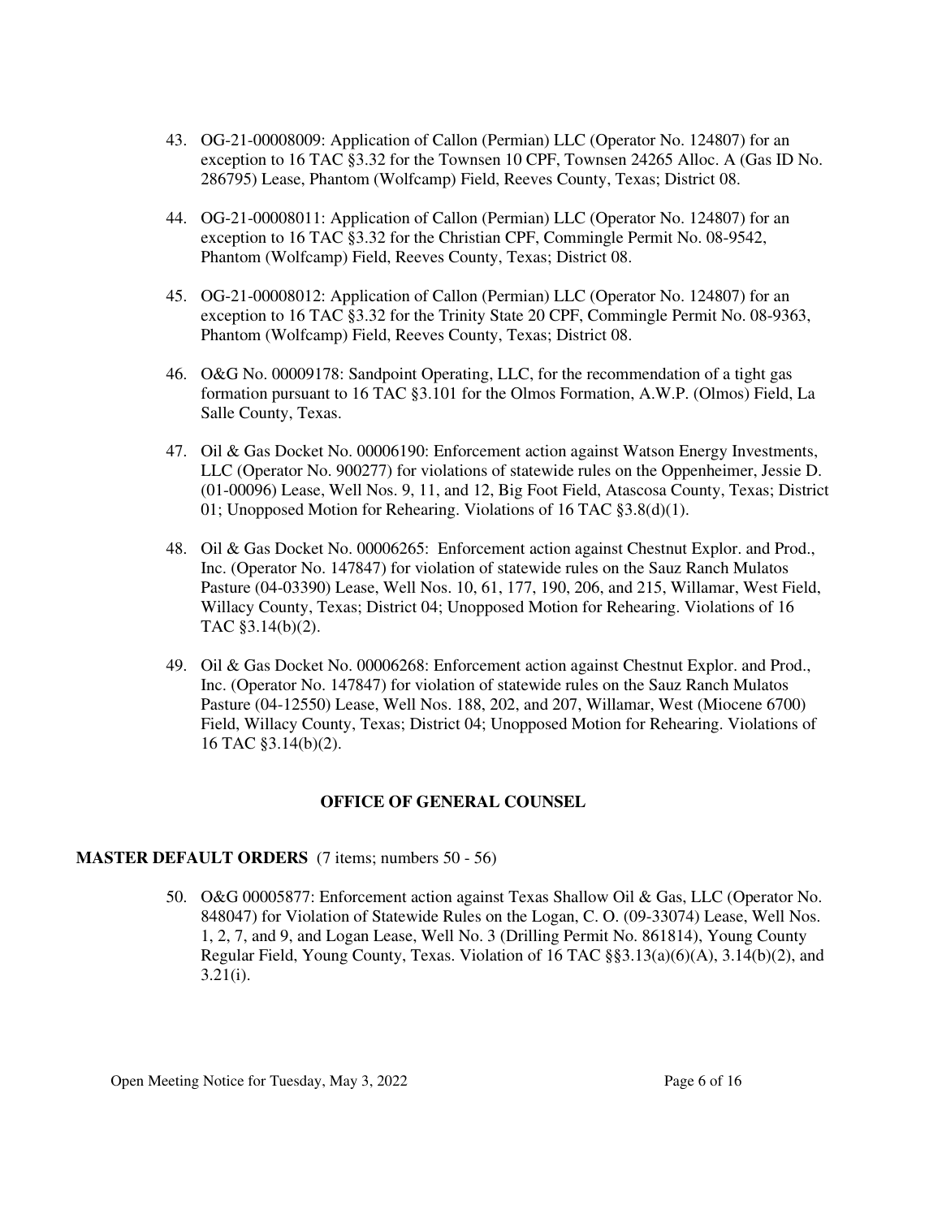43. OG-21-00008009: Application of Callon (Permian) LLC (Operator No. 124807) for an exception to 16 TAC §3.32 for the Townsen 10 CPF, Townsen 24265 Alloc. A (Gas ID No. 286795) Lease, Phantom (Wolfcamp) Field, Reeves County, Texas; District 08.

44. OG-21-00008011: Application of Callon (Permian) LLC (Operator No. 124807) for an exception to 16 TAC §3.32 for the Christian CPF, Commingle Permit No. 08-9542, Phantom (Wolfcamp) Field, Reeves County, Texas; District 08.

45. OG-21-00008012: Application of Callon (Permian) LLC (Operator No. 124807) for an exception to 16 TAC §3.32 for the Trinity State 20 CPF, Commingle Permit No. 08-9363, Phantom (Wolfcamp) Field, Reeves County, Texas; District 08.

46. O&G No. 00009178: Sandpoint Operating, LLC, for the recommendation of a tight gas formation pursuant to 16 TAC §3.101 for the Olmos Formation, A.W.P. (Olmos) Field, La Salle County, Texas.

47. Oil & Gas Docket No. 00006190: Enforcement action against Watson Energy Investments, LLC (Operator No. 900277) for violations of statewide rules on the Oppenheimer, Jessie D. (01-00096) Lease, Well Nos. 9, 11, and 12, Big Foot Field, Atascosa County, Texas; District 01; Unopposed Motion for Rehearing. Violations of 16 TAC §3.8(d)(1).

48. Oil & Gas Docket No. 00006265: Enforcement action against Chestnut Explor. and Prod., Inc. (Operator No. 147847) for violation of statewide rules on the Sauz Ranch Mulatos Pasture (04-03390) Lease, Well Nos. 10, 61, 177, 190, 206, and 215, Willamar, West Field, Willacy County, Texas; District 04; Unopposed Motion for Rehearing. Violations of 16 TAC §3.14(b)(2).

49. Oil & Gas Docket No. 00006268: Enforcement action against Chestnut Explor. and Prod., Inc. (Operator No. 147847) for violation of statewide rules on the Sauz Ranch Mulatos Pasture (04-12550) Lease, Well Nos. 188, 202, and 207, Willamar, West (Miocene 6700) Field, Willacy County, Texas; District 04; Unopposed Motion for Rehearing. Violations of 16 TAC §3.14(b)(2).

## OFFICE OF GENERAL COUNSEL

### MASTER DEFAULT ORDERS (7 items; numbers 50 - 56)

50. O&G 00005877: Enforcement action against Texas Shallow Oil & Gas, LLC (Operator No. 848047) for Violation of Statewide Rules on the Logan, C. O. (09-33074) Lease, Well Nos. 1, 2, 7, and 9, and Logan Lease, Well No. 3 (Drilling Permit No. 861814), Young County Regular Field, Young County, Texas. Violation of 16 TAC §§3.13(a)(6)(A), 3.14(b)(2), and 3.21(i).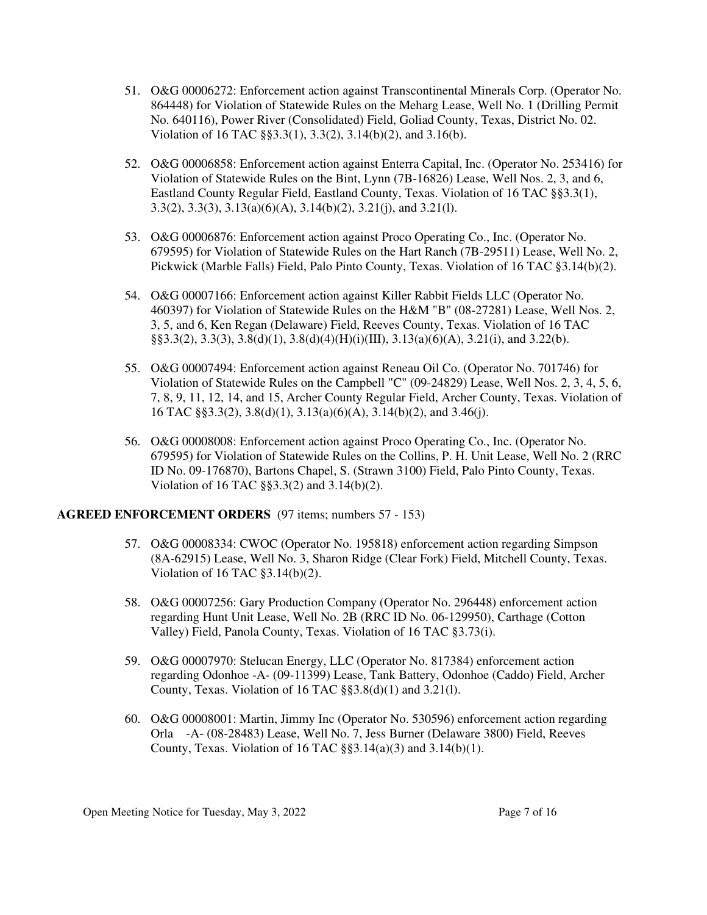51. O&G 00006272: Enforcement action against Transcontinental Minerals Corp. (Operator No. 864448) for Violation of Statewide Rules on the Meharg Lease, Well No. 1 (Drilling Permit No. 640116), Power River (Consolidated) Field, Goliad County, Texas, District No. 02. Violation of 16 TAC §§3.3(1), 3.3(2), 3.14(b)(2), and 3.16(b).

52. O&G 00006858: Enforcement action against Enterra Capital, Inc. (Operator No. 253416) for Violation of Statewide Rules on the Bint, Lynn (7B-16826) Lease, Well Nos. 2, 3, and 6, Eastland County Regular Field, Eastland County, Texas. Violation of 16 TAC §§3.3(1), 3.3(2), 3.3(3), 3.13(a)(6)(A), 3.14(b)(2), 3.21(j), and 3.21(l).

53. O&G 00006876: Enforcement action against Proco Operating Co., Inc. (Operator No. 679595) for Violation of Statewide Rules on the Hart Ranch (7B-29511) Lease, Well No. 2, Pickwick (Marble Falls) Field, Palo Pinto County, Texas. Violation of 16 TAC §3.14(b)(2).

54. O&G 00007166: Enforcement action against Killer Rabbit Fields LLC (Operator No. 460397) for Violation of Statewide Rules on the H&M "B" (08-27281) Lease, Well Nos. 2, 3, 5, and 6, Ken Regan (Delaware) Field, Reeves County, Texas. Violation of 16 TAC §§3.3(2), 3.3(3), 3.8(d)(1), 3.8(d)(4)(H)(i)(III), 3.13(a)(6)(A), 3.21(i), and 3.22(b).

55. O&G 00007494: Enforcement action against Reneau Oil Co. (Operator No. 701746) for Violation of Statewide Rules on the Campbell "C" (09-24829) Lease, Well Nos. 2, 3, 4, 5, 6, 7, 8, 9, 11, 12, 14, and 15, Archer County Regular Field, Archer County, Texas. Violation of 16 TAC §§3.3(2), 3.8(d)(1), 3.13(a)(6)(A), 3.14(b)(2), and 3.46(j).

56. O&G 00008008: Enforcement action against Proco Operating Co., Inc. (Operator No. 679595) for Violation of Statewide Rules on the Collins, P. H. Unit Lease, Well No. 2 (RRC ID No. 09-176870), Bartons Chapel, S. (Strawn 3100) Field, Palo Pinto County, Texas. Violation of 16 TAC §§3.3(2) and 3.14(b)(2).

**AGREED ENFORCEMENT ORDERS** (97 items; numbers 57 - 153)

57. O&G 00008334: CWOC (Operator No. 195818) enforcement action regarding Simpson (8A-62915) Lease, Well No. 3, Sharon Ridge (Clear Fork) Field, Mitchell County, Texas. Violation of 16 TAC §3.14(b)(2).

58. O&G 00007256: Gary Production Company (Operator No. 296448) enforcement action regarding Hunt Unit Lease, Well No. 2B (RRC ID No. 06-129950), Carthage (Cotton Valley) Field, Panola County, Texas. Violation of 16 TAC §3.73(i).

59. O&G 00007970: Stelucan Energy, LLC (Operator No. 817384) enforcement action regarding Odonhoe -A- (09-11399) Lease, Tank Battery, Odonhoe (Caddo) Field, Archer County, Texas. Violation of 16 TAC §§3.8(d)(1) and 3.21(l).

60. O&G 00008001: Martin, Jimmy Inc (Operator No. 530596) enforcement action regarding Orla -A- (08-28483) Lease, Well No. 7, Jess Burner (Delaware 3800) Field, Reeves County, Texas. Violation of 16 TAC §§3.14(a)(3) and 3.14(b)(1).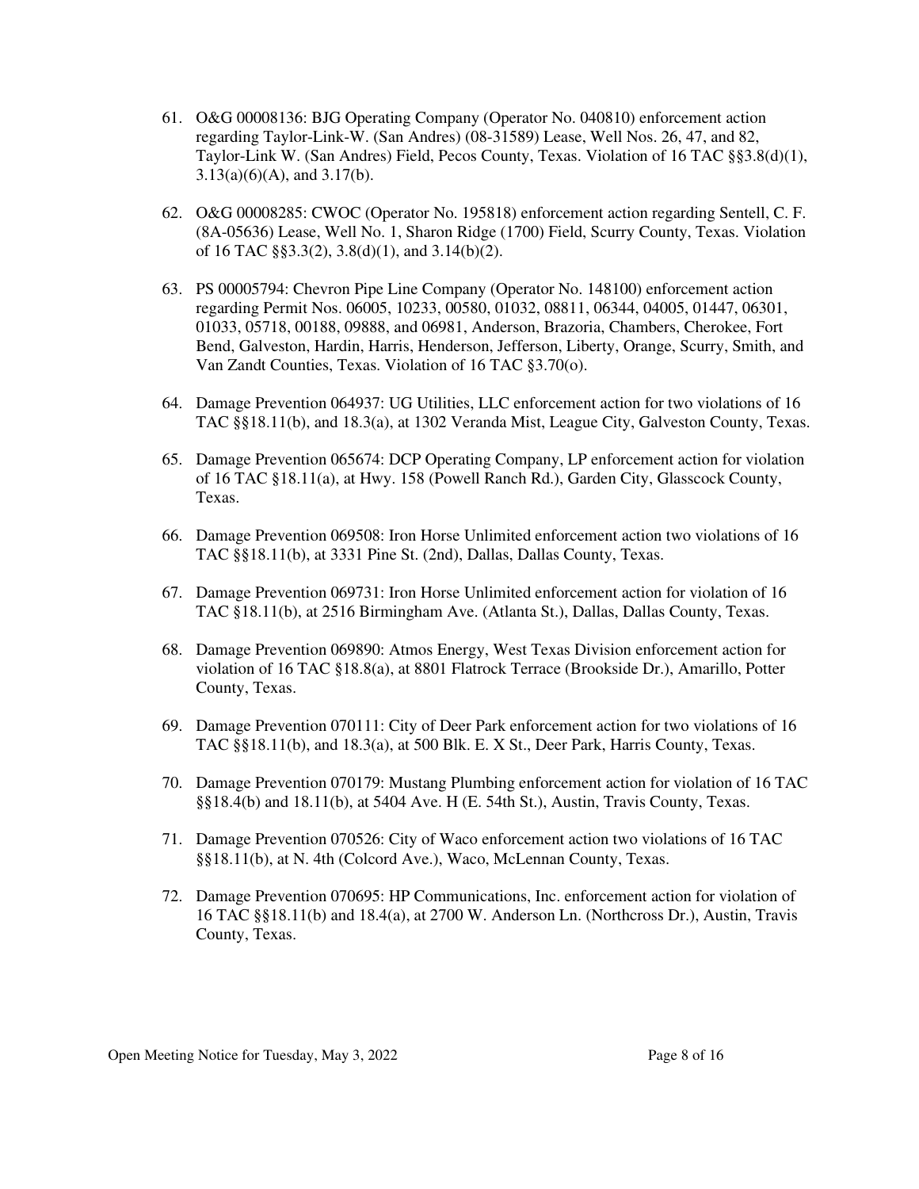61. O&G 00008136: BJG Operating Company (Operator No. 040810) enforcement action regarding Taylor-Link-W. (San Andres) (08-31589) Lease, Well Nos. 26, 47, and 82, Taylor-Link W. (San Andres) Field, Pecos County, Texas. Violation of 16 TAC §§3.8(d)(1), 3.13(a)(6)(A), and 3.17(b).

62. O&G 00008285: CWOC (Operator No. 195818) enforcement action regarding Sentell, C. F. (8A-05636) Lease, Well No. 1, Sharon Ridge (1700) Field, Scurry County, Texas. Violation of 16 TAC §§3.3(2), 3.8(d)(1), and 3.14(b)(2).

63. PS 00005794: Chevron Pipe Line Company (Operator No. 148100) enforcement action regarding Permit Nos. 06005, 10233, 00580, 01032, 08811, 06344, 04005, 01447, 06301, 01033, 05718, 00188, 09888, and 06981, Anderson, Brazoria, Chambers, Cherokee, Fort Bend, Galveston, Hardin, Harris, Henderson, Jefferson, Liberty, Orange, Scurry, Smith, and Van Zandt Counties, Texas. Violation of 16 TAC §3.70(o).

64. Damage Prevention 064937: UG Utilities, LLC enforcement action for two violations of 16 TAC §§18.11(b), and 18.3(a), at 1302 Veranda Mist, League City, Galveston County, Texas.

65. Damage Prevention 065674: DCP Operating Company, LP enforcement action for violation of 16 TAC §18.11(a), at Hwy. 158 (Powell Ranch Rd.), Garden City, Glasscock County, Texas.

66. Damage Prevention 069508: Iron Horse Unlimited enforcement action two violations of 16 TAC §§18.11(b), at 3331 Pine St. (2nd), Dallas, Dallas County, Texas.

67. Damage Prevention 069731: Iron Horse Unlimited enforcement action for violation of 16 TAC §18.11(b), at 2516 Birmingham Ave. (Atlanta St.), Dallas, Dallas County, Texas.

68. Damage Prevention 069890: Atmos Energy, West Texas Division enforcement action for violation of 16 TAC §18.8(a), at 8801 Flatrock Terrace (Brookside Dr.), Amarillo, Potter County, Texas.

69. Damage Prevention 070111: City of Deer Park enforcement action for two violations of 16 TAC §§18.11(b), and 18.3(a), at 500 Blk. E. X St., Deer Park, Harris County, Texas.

70. Damage Prevention 070179: Mustang Plumbing enforcement action for violation of 16 TAC §§18.4(b) and 18.11(b), at 5404 Ave. H (E. 54th St.), Austin, Travis County, Texas.

71. Damage Prevention 070526: City of Waco enforcement action two violations of 16 TAC §§18.11(b), at N. 4th (Colcord Ave.), Waco, McLennan County, Texas.

72. Damage Prevention 070695: HP Communications, Inc. enforcement action for violation of 16 TAC §§18.11(b) and 18.4(a), at 2700 W. Anderson Ln. (Northcross Dr.), Austin, Travis County, Texas.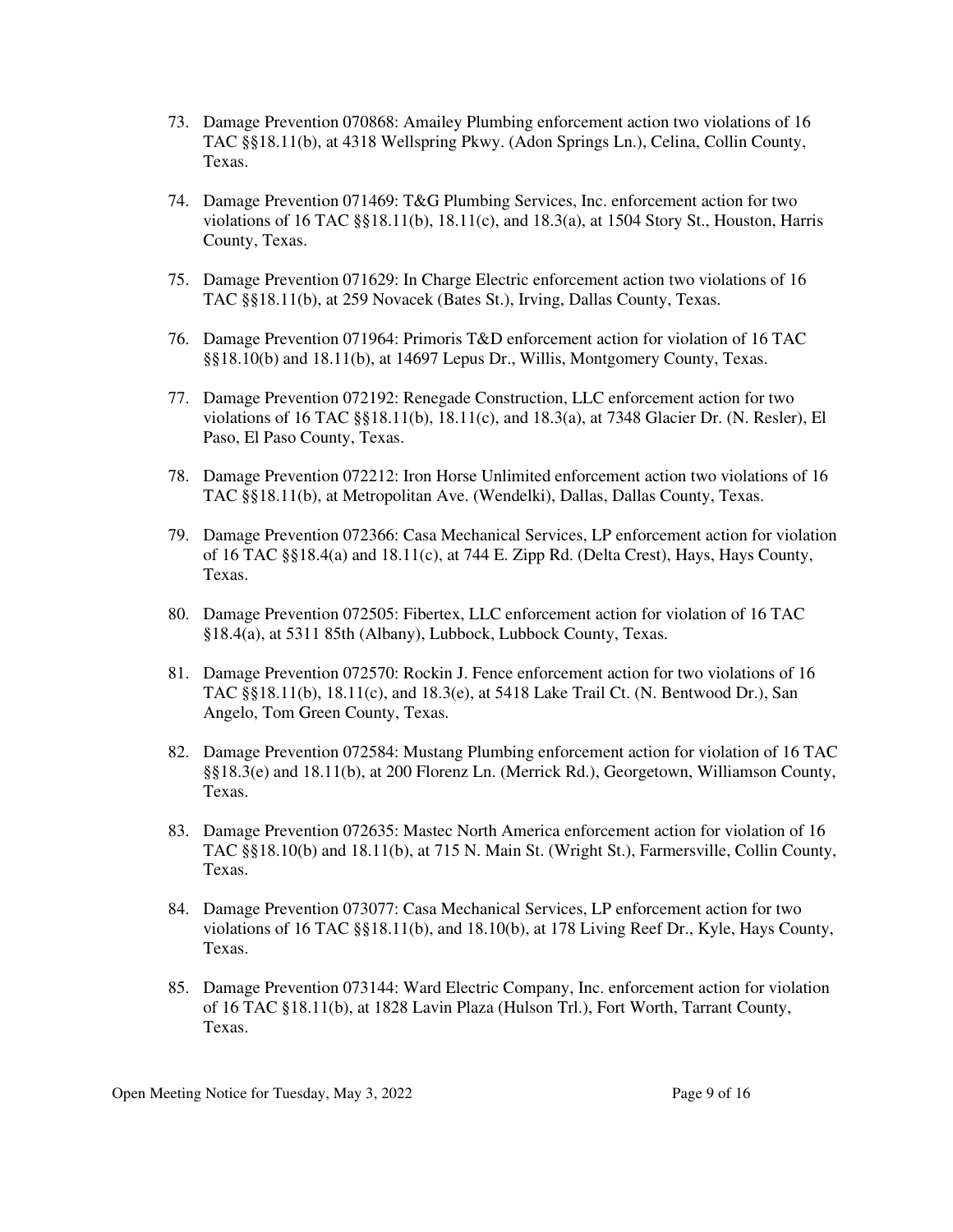73. Damage Prevention 070868: Amailey Plumbing enforcement action two violations of 16 TAC §§18.11(b), at 4318 Wellspring Pkwy. (Adon Springs Ln.), Celina, Collin County, Texas.

74. Damage Prevention 071469: T&G Plumbing Services, Inc. enforcement action for two violations of 16 TAC §§18.11(b), 18.11(c), and 18.3(a), at 1504 Story St., Houston, Harris County, Texas.

75. Damage Prevention 071629: In Charge Electric enforcement action two violations of 16 TAC §§18.11(b), at 259 Novacek (Bates St.), Irving, Dallas County, Texas.

76. Damage Prevention 071964: Primoris T&D enforcement action for violation of 16 TAC §§18.10(b) and 18.11(b), at 14697 Lepus Dr., Willis, Montgomery County, Texas.

77. Damage Prevention 072192: Renegade Construction, LLC enforcement action for two violations of 16 TAC §§18.11(b), 18.11(c), and 18.3(a), at 7348 Glacier Dr. (N. Resler), El Paso, El Paso County, Texas.

78. Damage Prevention 072212: Iron Horse Unlimited enforcement action two violations of 16 TAC §§18.11(b), at Metropolitan Ave. (Wendelki), Dallas, Dallas County, Texas.

79. Damage Prevention 072366: Casa Mechanical Services, LP enforcement action for violation of 16 TAC §§18.4(a) and 18.11(c), at 744 E. Zipp Rd. (Delta Crest), Hays, Hays County, Texas.

80. Damage Prevention 072505: Fibertex, LLC enforcement action for violation of 16 TAC §18.4(a), at 5311 85th (Albany), Lubbock, Lubbock County, Texas.

81. Damage Prevention 072570: Rockin J. Fence enforcement action for two violations of 16 TAC §§18.11(b), 18.11(c), and 18.3(e), at 5418 Lake Trail Ct. (N. Bentwood Dr.), San Angelo, Tom Green County, Texas.

82. Damage Prevention 072584: Mustang Plumbing enforcement action for violation of 16 TAC §§18.3(e) and 18.11(b), at 200 Florenz Ln. (Merrick Rd.), Georgetown, Williamson County, Texas.

83. Damage Prevention 072635: Mastec North America enforcement action for violation of 16 TAC §§18.10(b) and 18.11(b), at 715 N. Main St. (Wright St.), Farmersville, Collin County, Texas.

84. Damage Prevention 073077: Casa Mechanical Services, LP enforcement action for two violations of 16 TAC §§18.11(b), and 18.10(b), at 178 Living Reef Dr., Kyle, Hays County, Texas.

85. Damage Prevention 073144: Ward Electric Company, Inc. enforcement action for violation of 16 TAC §18.11(b), at 1828 Lavin Plaza (Hulson Trl.), Fort Worth, Tarrant County, Texas.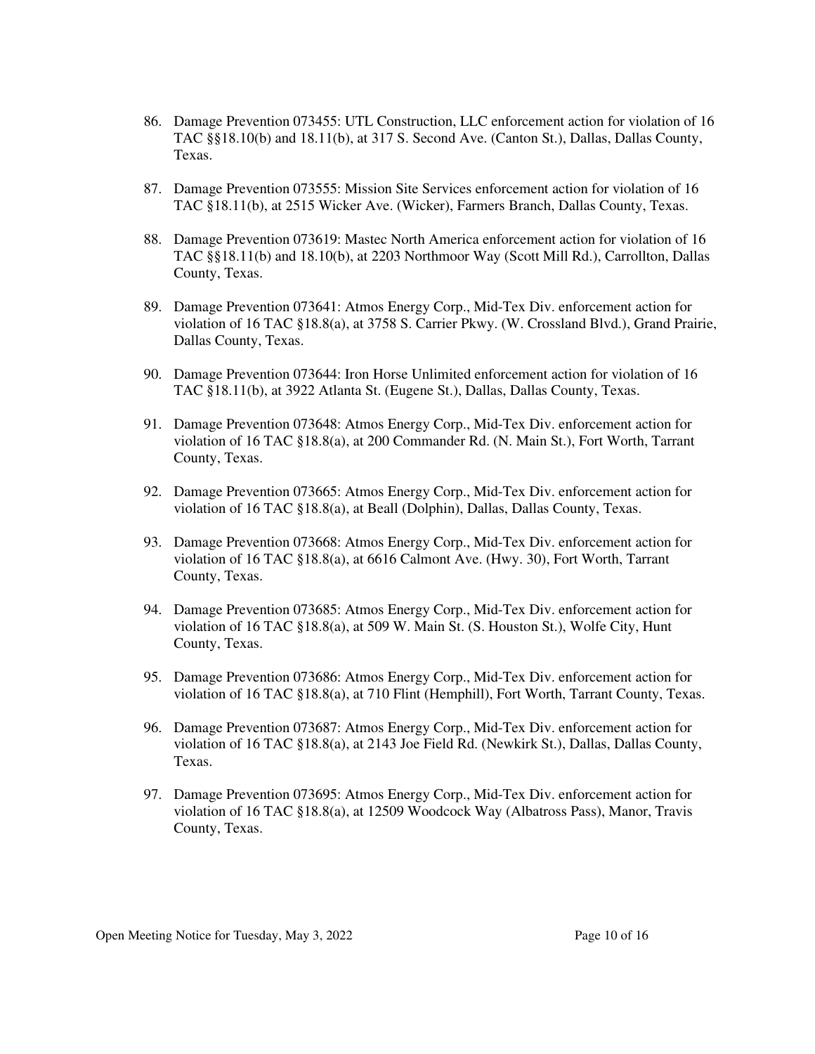86. Damage Prevention 073455: UTL Construction, LLC enforcement action for violation of 16 TAC §§18.10(b) and 18.11(b), at 317 S. Second Ave. (Canton St.), Dallas, Dallas County, Texas.

87. Damage Prevention 073555: Mission Site Services enforcement action for violation of 16 TAC §18.11(b), at 2515 Wicker Ave. (Wicker), Farmers Branch, Dallas County, Texas.

88. Damage Prevention 073619: Mastec North America enforcement action for violation of 16 TAC §§18.11(b) and 18.10(b), at 2203 Northmoor Way (Scott Mill Rd.), Carrollton, Dallas County, Texas.

89. Damage Prevention 073641: Atmos Energy Corp., Mid-Tex Div. enforcement action for violation of 16 TAC §18.8(a), at 3758 S. Carrier Pkwy. (W. Crossland Blvd.), Grand Prairie, Dallas County, Texas.

90. Damage Prevention 073644: Iron Horse Unlimited enforcement action for violation of 16 TAC §18.11(b), at 3922 Atlanta St. (Eugene St.), Dallas, Dallas County, Texas.

91. Damage Prevention 073648: Atmos Energy Corp., Mid-Tex Div. enforcement action for violation of 16 TAC §18.8(a), at 200 Commander Rd. (N. Main St.), Fort Worth, Tarrant County, Texas.

92. Damage Prevention 073665: Atmos Energy Corp., Mid-Tex Div. enforcement action for violation of 16 TAC §18.8(a), at Beall (Dolphin), Dallas, Dallas County, Texas.

93. Damage Prevention 073668: Atmos Energy Corp., Mid-Tex Div. enforcement action for violation of 16 TAC §18.8(a), at 6616 Calmont Ave. (Hwy. 30), Fort Worth, Tarrant County, Texas.

94. Damage Prevention 073685: Atmos Energy Corp., Mid-Tex Div. enforcement action for violation of 16 TAC §18.8(a), at 509 W. Main St. (S. Houston St.), Wolfe City, Hunt County, Texas.

95. Damage Prevention 073686: Atmos Energy Corp., Mid-Tex Div. enforcement action for violation of 16 TAC §18.8(a), at 710 Flint (Hemphill), Fort Worth, Tarrant County, Texas.

96. Damage Prevention 073687: Atmos Energy Corp., Mid-Tex Div. enforcement action for violation of 16 TAC §18.8(a), at 2143 Joe Field Rd. (Newkirk St.), Dallas, Dallas County, Texas.

97. Damage Prevention 073695: Atmos Energy Corp., Mid-Tex Div. enforcement action for violation of 16 TAC §18.8(a), at 12509 Woodcock Way (Albatross Pass), Manor, Travis County, Texas.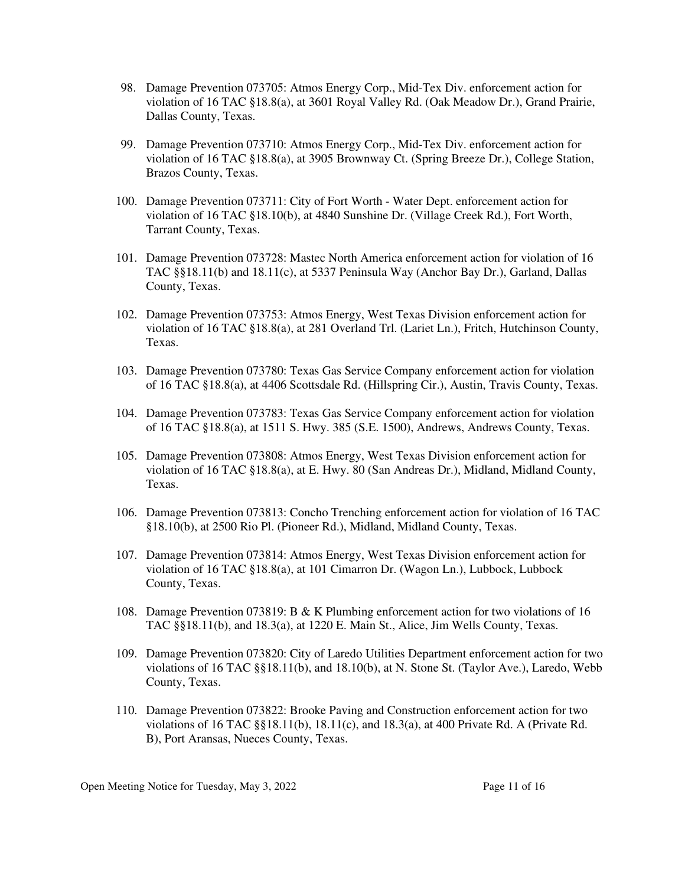98. Damage Prevention 073705: Atmos Energy Corp., Mid-Tex Div. enforcement action for violation of 16 TAC §18.8(a), at 3601 Royal Valley Rd. (Oak Meadow Dr.), Grand Prairie, Dallas County, Texas.

99. Damage Prevention 073710: Atmos Energy Corp., Mid-Tex Div. enforcement action for violation of 16 TAC §18.8(a), at 3905 Brownway Ct. (Spring Breeze Dr.), College Station, Brazos County, Texas.

100. Damage Prevention 073711: City of Fort Worth - Water Dept. enforcement action for violation of 16 TAC §18.10(b), at 4840 Sunshine Dr. (Village Creek Rd.), Fort Worth, Tarrant County, Texas.

101. Damage Prevention 073728: Mastec North America enforcement action for violation of 16 TAC §§18.11(b) and 18.11(c), at 5337 Peninsula Way (Anchor Bay Dr.), Garland, Dallas County, Texas.

102. Damage Prevention 073753: Atmos Energy, West Texas Division enforcement action for violation of 16 TAC §18.8(a), at 281 Overland Trl. (Lariet Ln.), Fritch, Hutchinson County, Texas.

103. Damage Prevention 073780: Texas Gas Service Company enforcement action for violation of 16 TAC §18.8(a), at 4406 Scottsdale Rd. (Hillspring Cir.), Austin, Travis County, Texas.

104. Damage Prevention 073783: Texas Gas Service Company enforcement action for violation of 16 TAC §18.8(a), at 1511 S. Hwy. 385 (S.E. 1500), Andrews, Andrews County, Texas.

105. Damage Prevention 073808: Atmos Energy, West Texas Division enforcement action for violation of 16 TAC §18.8(a), at E. Hwy. 80 (San Andreas Dr.), Midland, Midland County, Texas.

106. Damage Prevention 073813: Concho Trenching enforcement action for violation of 16 TAC §18.10(b), at 2500 Rio Pl. (Pioneer Rd.), Midland, Midland County, Texas.

107. Damage Prevention 073814: Atmos Energy, West Texas Division enforcement action for violation of 16 TAC §18.8(a), at 101 Cimarron Dr. (Wagon Ln.), Lubbock, Lubbock County, Texas.

108. Damage Prevention 073819: B & K Plumbing enforcement action for two violations of 16 TAC §§18.11(b), and 18.3(a), at 1220 E. Main St., Alice, Jim Wells County, Texas.

109. Damage Prevention 073820: City of Laredo Utilities Department enforcement action for two violations of 16 TAC §§18.11(b), and 18.10(b), at N. Stone St. (Taylor Ave.), Laredo, Webb County, Texas.

110. Damage Prevention 073822: Brooke Paving and Construction enforcement action for two violations of 16 TAC §§18.11(b), 18.11(c), and 18.3(a), at 400 Private Rd. A (Private Rd. B), Port Aransas, Nueces County, Texas.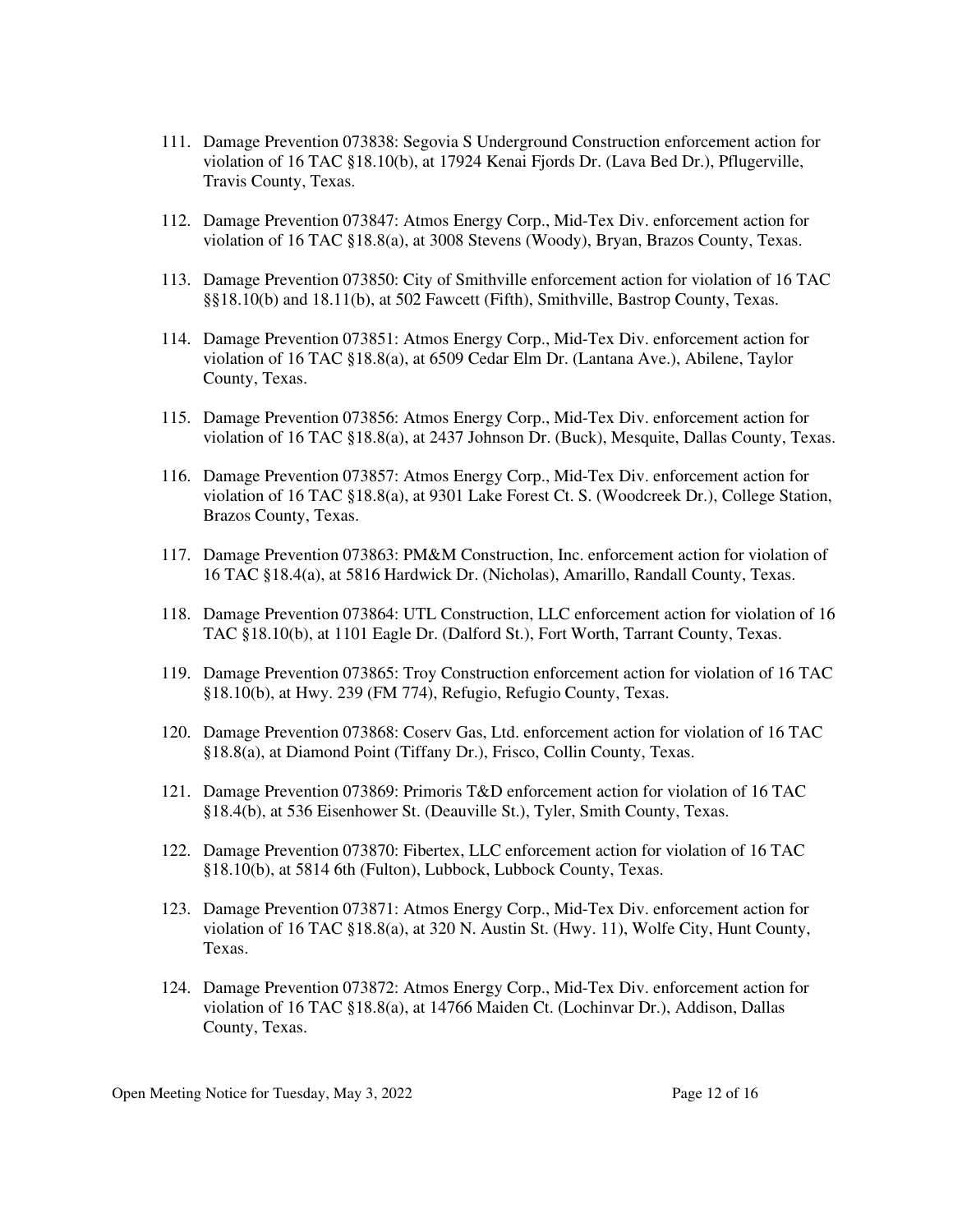111. Damage Prevention 073838: Segovia S Underground Construction enforcement action for violation of 16 TAC §18.10(b), at 17924 Kenai Fjords Dr. (Lava Bed Dr.), Pflugerville, Travis County, Texas.

112. Damage Prevention 073847: Atmos Energy Corp., Mid-Tex Div. enforcement action for violation of 16 TAC §18.8(a), at 3008 Stevens (Woody), Bryan, Brazos County, Texas.

113. Damage Prevention 073850: City of Smithville enforcement action for violation of 16 TAC §§18.10(b) and 18.11(b), at 502 Fawcett (Fifth), Smithville, Bastrop County, Texas.

114. Damage Prevention 073851: Atmos Energy Corp., Mid-Tex Div. enforcement action for violation of 16 TAC §18.8(a), at 6509 Cedar Elm Dr. (Lantana Ave.), Abilene, Taylor County, Texas.

115. Damage Prevention 073856: Atmos Energy Corp., Mid-Tex Div. enforcement action for violation of 16 TAC §18.8(a), at 2437 Johnson Dr. (Buck), Mesquite, Dallas County, Texas.

116. Damage Prevention 073857: Atmos Energy Corp., Mid-Tex Div. enforcement action for violation of 16 TAC §18.8(a), at 9301 Lake Forest Ct. S. (Woodcreek Dr.), College Station, Brazos County, Texas.

117. Damage Prevention 073863: PM&M Construction, Inc. enforcement action for violation of 16 TAC §18.4(a), at 5816 Hardwick Dr. (Nicholas), Amarillo, Randall County, Texas.

118. Damage Prevention 073864: UTL Construction, LLC enforcement action for violation of 16 TAC §18.10(b), at 1101 Eagle Dr. (Dalford St.), Fort Worth, Tarrant County, Texas.

119. Damage Prevention 073865: Troy Construction enforcement action for violation of 16 TAC §18.10(b), at Hwy. 239 (FM 774), Refugio, Refugio County, Texas.

120. Damage Prevention 073868: Coserv Gas, Ltd. enforcement action for violation of 16 TAC §18.8(a), at Diamond Point (Tiffany Dr.), Frisco, Collin County, Texas.

121. Damage Prevention 073869: Primoris T&D enforcement action for violation of 16 TAC §18.4(b), at 536 Eisenhower St. (Deauville St.), Tyler, Smith County, Texas.

122. Damage Prevention 073870: Fibertex, LLC enforcement action for violation of 16 TAC §18.10(b), at 5814 6th (Fulton), Lubbock, Lubbock County, Texas.

123. Damage Prevention 073871: Atmos Energy Corp., Mid-Tex Div. enforcement action for violation of 16 TAC §18.8(a), at 320 N. Austin St. (Hwy. 11), Wolfe City, Hunt County, Texas.

124. Damage Prevention 073872: Atmos Energy Corp., Mid-Tex Div. enforcement action for violation of 16 TAC §18.8(a), at 14766 Maiden Ct. (Lochinvar Dr.), Addison, Dallas County, Texas.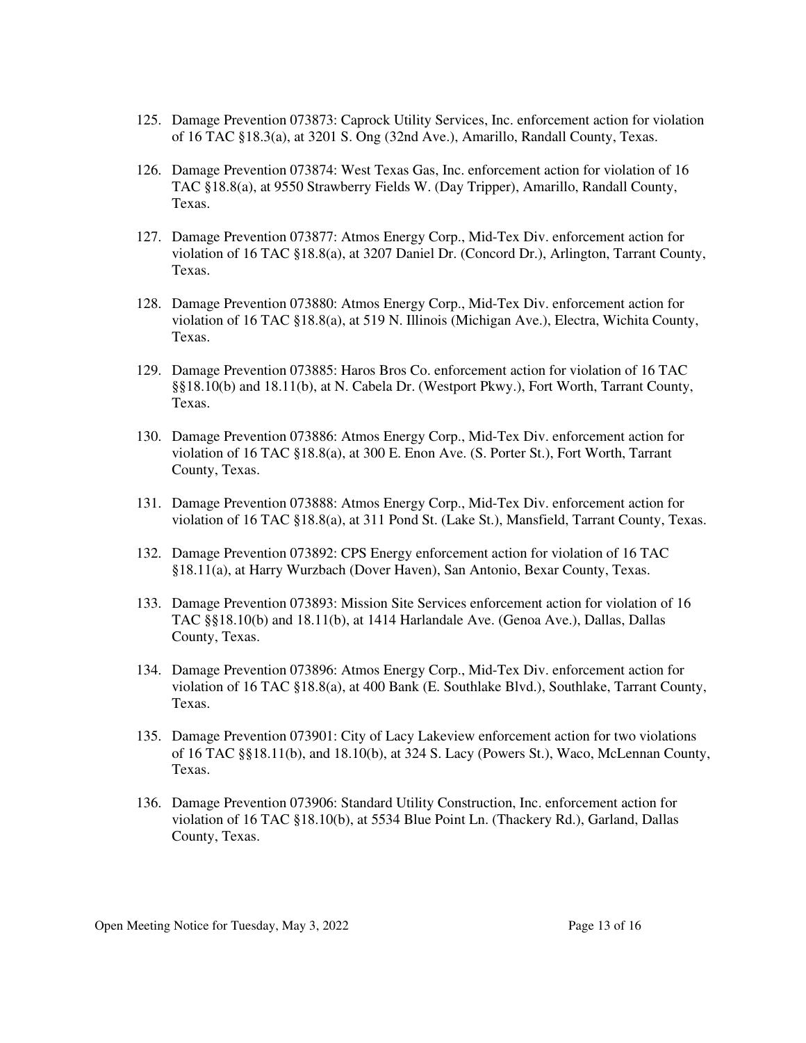125. Damage Prevention 073873: Caprock Utility Services, Inc. enforcement action for violation of 16 TAC §18.3(a), at 3201 S. Ong (32nd Ave.), Amarillo, Randall County, Texas.

126. Damage Prevention 073874: West Texas Gas, Inc. enforcement action for violation of 16 TAC §18.8(a), at 9550 Strawberry Fields W. (Day Tripper), Amarillo, Randall County, Texas.

127. Damage Prevention 073877: Atmos Energy Corp., Mid-Tex Div. enforcement action for violation of 16 TAC §18.8(a), at 3207 Daniel Dr. (Concord Dr.), Arlington, Tarrant County, Texas.

128. Damage Prevention 073880: Atmos Energy Corp., Mid-Tex Div. enforcement action for violation of 16 TAC §18.8(a), at 519 N. Illinois (Michigan Ave.), Electra, Wichita County, Texas.

129. Damage Prevention 073885: Haros Bros Co. enforcement action for violation of 16 TAC §§18.10(b) and 18.11(b), at N. Cabela Dr. (Westport Pkwy.), Fort Worth, Tarrant County, Texas.

130. Damage Prevention 073886: Atmos Energy Corp., Mid-Tex Div. enforcement action for violation of 16 TAC §18.8(a), at 300 E. Enon Ave. (S. Porter St.), Fort Worth, Tarrant County, Texas.

131. Damage Prevention 073888: Atmos Energy Corp., Mid-Tex Div. enforcement action for violation of 16 TAC §18.8(a), at 311 Pond St. (Lake St.), Mansfield, Tarrant County, Texas.

132. Damage Prevention 073892: CPS Energy enforcement action for violation of 16 TAC §18.11(a), at Harry Wurzbach (Dover Haven), San Antonio, Bexar County, Texas.

133. Damage Prevention 073893: Mission Site Services enforcement action for violation of 16 TAC §§18.10(b) and 18.11(b), at 1414 Harlandale Ave. (Genoa Ave.), Dallas, Dallas County, Texas.

134. Damage Prevention 073896: Atmos Energy Corp., Mid-Tex Div. enforcement action for violation of 16 TAC §18.8(a), at 400 Bank (E. Southlake Blvd.), Southlake, Tarrant County, Texas.

135. Damage Prevention 073901: City of Lacy Lakeview enforcement action for two violations of 16 TAC §§18.11(b), and 18.10(b), at 324 S. Lacy (Powers St.), Waco, McLennan County, Texas.

136. Damage Prevention 073906: Standard Utility Construction, Inc. enforcement action for violation of 16 TAC §18.10(b), at 5534 Blue Point Ln. (Thackery Rd.), Garland, Dallas County, Texas.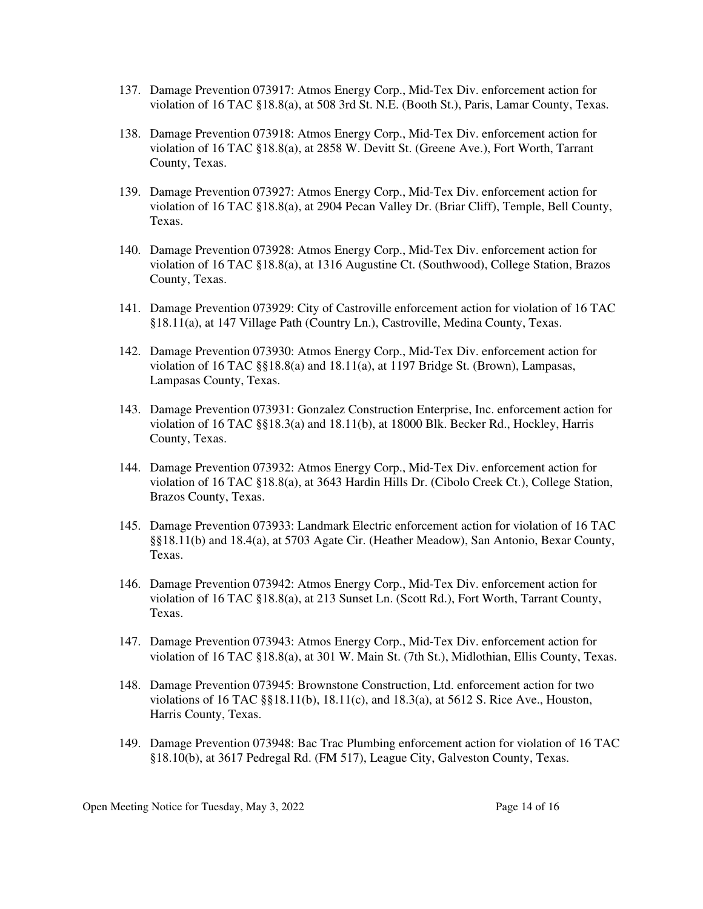137. Damage Prevention 073917: Atmos Energy Corp., Mid-Tex Div. enforcement action for violation of 16 TAC §18.8(a), at 508 3rd St. N.E. (Booth St.), Paris, Lamar County, Texas.

138. Damage Prevention 073918: Atmos Energy Corp., Mid-Tex Div. enforcement action for violation of 16 TAC §18.8(a), at 2858 W. Devitt St. (Greene Ave.), Fort Worth, Tarrant County, Texas.

139. Damage Prevention 073927: Atmos Energy Corp., Mid-Tex Div. enforcement action for violation of 16 TAC §18.8(a), at 2904 Pecan Valley Dr. (Briar Cliff), Temple, Bell County, Texas.

140. Damage Prevention 073928: Atmos Energy Corp., Mid-Tex Div. enforcement action for violation of 16 TAC §18.8(a), at 1316 Augustine Ct. (Southwood), College Station, Brazos County, Texas.

141. Damage Prevention 073929: City of Castroville enforcement action for violation of 16 TAC §18.11(a), at 147 Village Path (Country Ln.), Castroville, Medina County, Texas.

142. Damage Prevention 073930: Atmos Energy Corp., Mid-Tex Div. enforcement action for violation of 16 TAC §§18.8(a) and 18.11(a), at 1197 Bridge St. (Brown), Lampasas, Lampasas County, Texas.

143. Damage Prevention 073931: Gonzalez Construction Enterprise, Inc. enforcement action for violation of 16 TAC §§18.3(a) and 18.11(b), at 18000 Blk. Becker Rd., Hockley, Harris County, Texas.

144. Damage Prevention 073932: Atmos Energy Corp., Mid-Tex Div. enforcement action for violation of 16 TAC §18.8(a), at 3643 Hardin Hills Dr. (Cibolo Creek Ct.), College Station, Brazos County, Texas.

145. Damage Prevention 073933: Landmark Electric enforcement action for violation of 16 TAC §§18.11(b) and 18.4(a), at 5703 Agate Cir. (Heather Meadow), San Antonio, Bexar County, Texas.

146. Damage Prevention 073942: Atmos Energy Corp., Mid-Tex Div. enforcement action for violation of 16 TAC §18.8(a), at 213 Sunset Ln. (Scott Rd.), Fort Worth, Tarrant County, Texas.

147. Damage Prevention 073943: Atmos Energy Corp., Mid-Tex Div. enforcement action for violation of 16 TAC §18.8(a), at 301 W. Main St. (7th St.), Midlothian, Ellis County, Texas.

148. Damage Prevention 073945: Brownstone Construction, Ltd. enforcement action for two violations of 16 TAC §§18.11(b), 18.11(c), and 18.3(a), at 5612 S. Rice Ave., Houston, Harris County, Texas.

149. Damage Prevention 073948: Bac Trac Plumbing enforcement action for violation of 16 TAC §18.10(b), at 3617 Pedregal Rd. (FM 517), League City, Galveston County, Texas.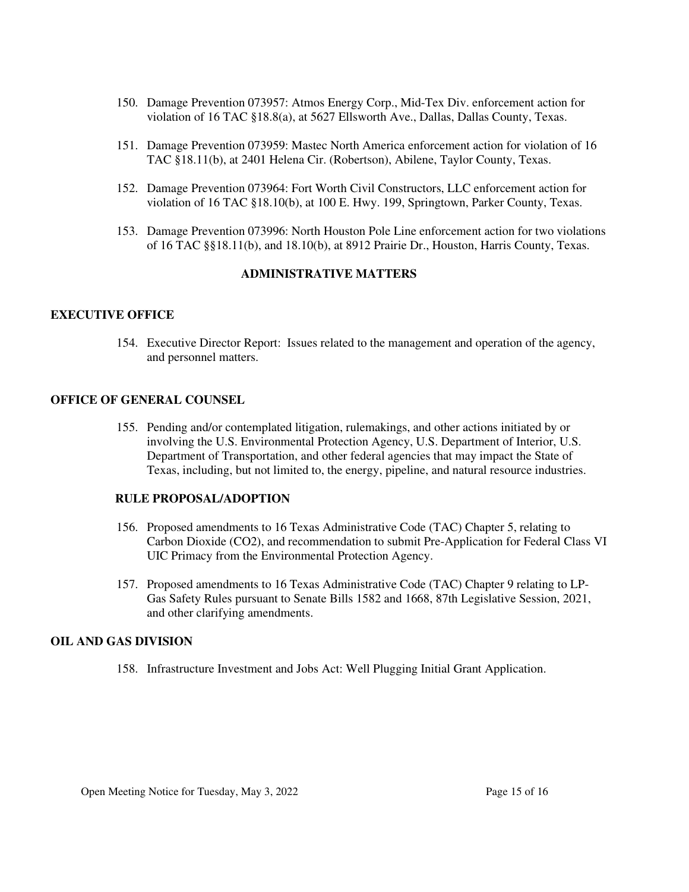150. Damage Prevention 073957: Atmos Energy Corp., Mid-Tex Div. enforcement action for violation of 16 TAC §18.8(a), at 5627 Ellsworth Ave., Dallas, Dallas County, Texas.

151. Damage Prevention 073959: Mastec North America enforcement action for violation of 16 TAC §18.11(b), at 2401 Helena Cir. (Robertson), Abilene, Taylor County, Texas.

152. Damage Prevention 073964: Fort Worth Civil Constructors, LLC enforcement action for violation of 16 TAC §18.10(b), at 100 E. Hwy. 199, Springtown, Parker County, Texas.

153. Damage Prevention 073996: North Houston Pole Line enforcement action for two violations of 16 TAC §§18.11(b), and 18.10(b), at 8912 Prairie Dr., Houston, Harris County, Texas.

## ADMINISTRATIVE MATTERS

### EXECUTIVE OFFICE

154. Executive Director Report: Issues related to the management and operation of the agency, and personnel matters.

### OFFICE OF GENERAL COUNSEL

155. Pending and/or contemplated litigation, rulemakings, and other actions initiated by or involving the U.S. Environmental Protection Agency, U.S. Department of Interior, U.S. Department of Transportation, and other federal agencies that may impact the State of Texas, including, but not limited to, the energy, pipeline, and natural resource industries.

#### RULE PROPOSAL/ADOPTION

156. Proposed amendments to 16 Texas Administrative Code (TAC) Chapter 5, relating to Carbon Dioxide ($CO_2$), and recommendation to submit Pre-Application for Federal Class VI UIC Primacy from the Environmental Protection Agency.

157. Proposed amendments to 16 Texas Administrative Code (TAC) Chapter 9 relating to LP-Gas Safety Rules pursuant to Senate Bills 1582 and 1668, 87th Legislative Session, 2021, and other clarifying amendments.

### OIL AND GAS DIVISION

158. Infrastructure Investment and Jobs Act: Well Plugging Initial Grant Application.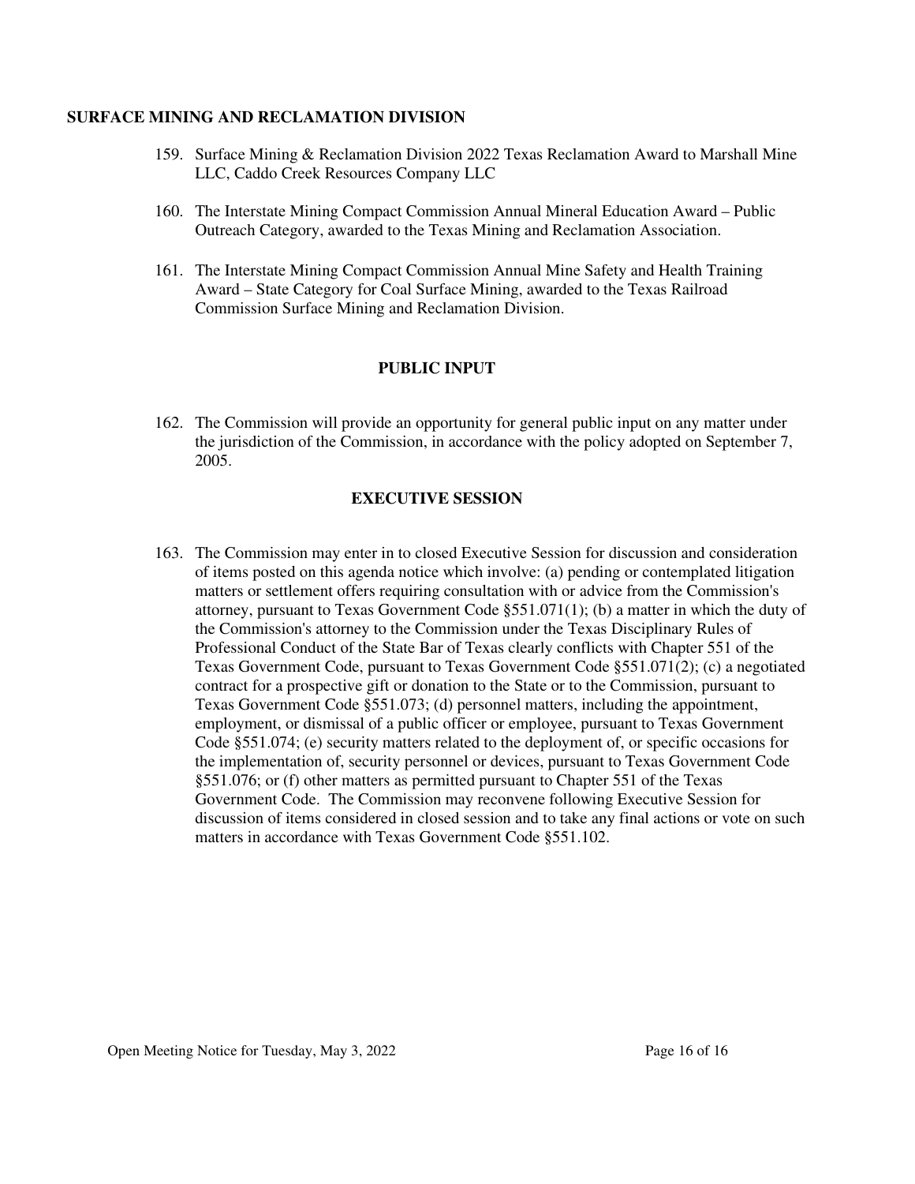## SURFACE MINING AND RECLAMATION DIVISION

159. Surface Mining & Reclamation Division 2022 Texas Reclamation Award to Marshall Mine LLC, Caddo Creek Resources Company LLC

160. The Interstate Mining Compact Commission Annual Mineral Education Award – Public Outreach Category, awarded to the Texas Mining and Reclamation Association.

161. The Interstate Mining Compact Commission Annual Mine Safety and Health Training Award – State Category for Coal Surface Mining, awarded to the Texas Railroad Commission Surface Mining and Reclamation Division.

## PUBLIC INPUT

162. The Commission will provide an opportunity for general public input on any matter under the jurisdiction of the Commission, in accordance with the policy adopted on September 7, 2005.

## EXECUTIVE SESSION

163. The Commission may enter in to closed Executive Session for discussion and consideration of items posted on this agenda notice which involve: (a) pending or contemplated litigation matters or settlement offers requiring consultation with or advice from the Commission's attorney, pursuant to Texas Government Code §551.071(1); (b) a matter in which the duty of the Commission's attorney to the Commission under the Texas Disciplinary Rules of Professional Conduct of the State Bar of Texas clearly conflicts with Chapter 551 of the Texas Government Code, pursuant to Texas Government Code §551.071(2); (c) a negotiated contract for a prospective gift or donation to the State or to the Commission, pursuant to Texas Government Code §551.073; (d) personnel matters, including the appointment, employment, or dismissal of a public officer or employee, pursuant to Texas Government Code §551.074; (e) security matters related to the deployment of, or specific occasions for the implementation of, security personnel or devices, pursuant to Texas Government Code §551.076; or (f) other matters as permitted pursuant to Chapter 551 of the Texas Government Code. The Commission may reconvene following Executive Session for discussion of items considered in closed session and to take any final actions or vote on such matters in accordance with Texas Government Code §551.102.